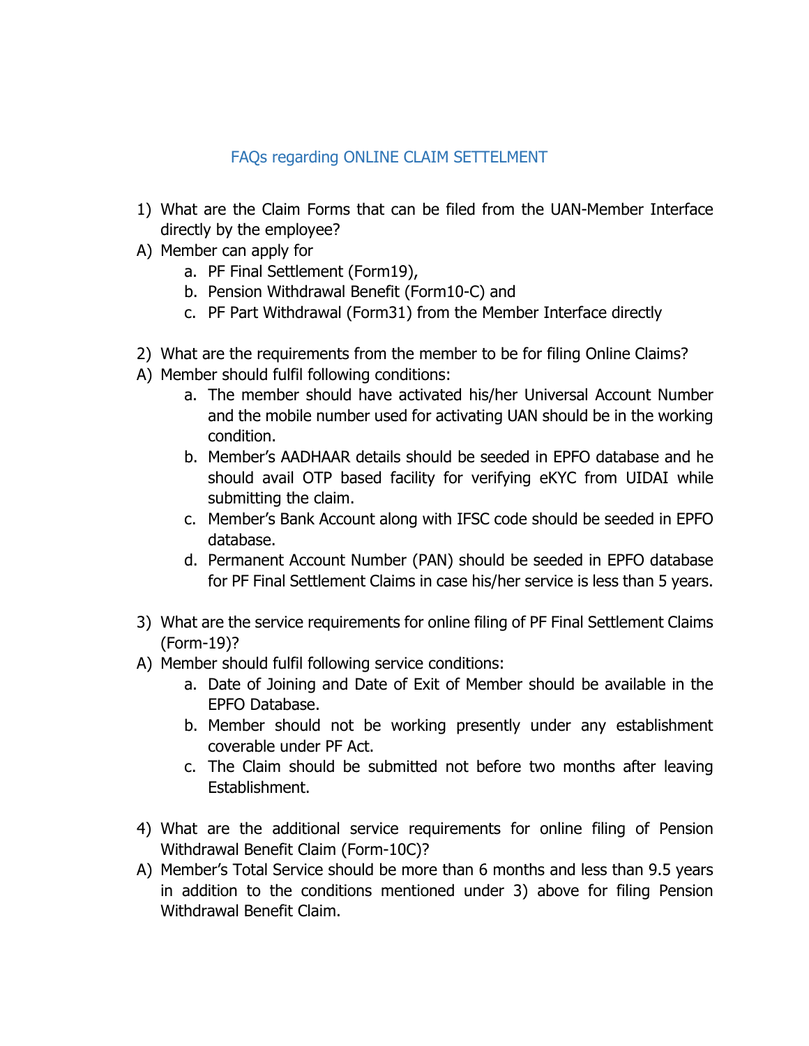## FAQs regarding ONLINE CLAIM SETTLEMENT

1) What are the Claim Forms that can be filed from the UAN-Member Interface directly by the employee?

A) Member can apply for
   a. PF Final Settlement (Form19),
   b. Pension Withdrawal Benefit (Form10-C) and
   c. PF Part Withdrawal (Form31) from the Member Interface directly

2) What are the requirements from the member to be for filing Online Claims?

A) Member should fulfil following conditions:
   a. The member should have activated his/her Universal Account Number and the mobile number used for activating UAN should be in the working condition.
   b. Member's AADHAAR details should be seeded in EPFO database and he should avail OTP based facility for verifying eKYC from UIDAI while submitting the claim.
   c. Member's Bank Account along with IFSC code should be seeded in EPFO database.
   d. Permanent Account Number (PAN) should be seeded in EPFO database for PF Final Settlement Claims in case his/her service is less than 5 years.

3) What are the service requirements for online filing of PF Final Settlement Claims (Form-19)?

A) Member should fulfil following service conditions:
   a. Date of Joining and Date of Exit of Member should be available in the EPFO Database.
   b. Member should not be working presently under any establishment coverable under PF Act.
   c. The Claim should be submitted not before two months after leaving Establishment.

4) What are the additional service requirements for online filing of Pension Withdrawal Benefit Claim (Form-10C)?

A) Member's Total Service should be more than 6 months and less than 9.5 years in addition to the conditions mentioned under 3) above for filing Pension Withdrawal Benefit Claim.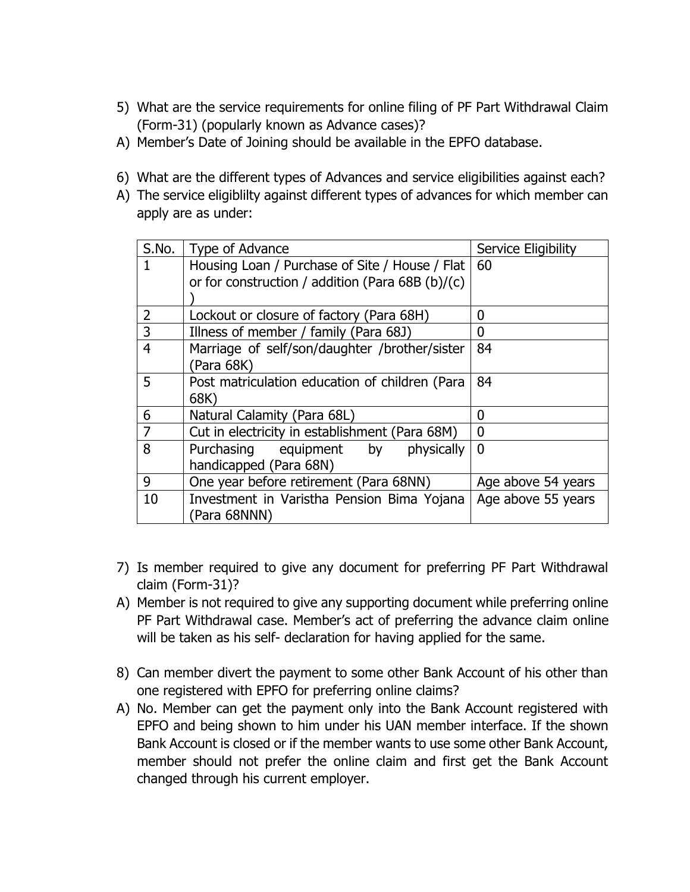5) What are the service requirements for online filing of PF Part Withdrawal Claim (Form-31) (popularly known as Advance cases)?

A) Member's Date of Joining should be available in the EPFO database.

6) What are the different types of Advances and service eligibilities against each?

A) The service eligiblilty against different types of advances for which member can apply are as under:

| S.No. | Type of Advance | Service Eligibility |
|---|---|---|
| 1 | Housing Loan / Purchase of Site / House / Flat or for construction / addition (Para 68B (b)/(c) ) | 60 |
| 2 | Lockout or closure of factory (Para 68H) | 0 |
| 3 | Illness of member / family (Para 68J) | 0 |
| 4 | Marriage of self/son/daughter /brother/sister (Para 68K) | 84 |
| 5 | Post matriculation education of children (Para 68K) | 84 |
| 6 | Natural Calamity (Para 68L) | 0 |
| 7 | Cut in electricity in establishment (Para 68M) | 0 |
| 8 | Purchasing equipment by physically handicapped (Para 68N) | 0 |
| 9 | One year before retirement (Para 68NN) | Age above 54 years |
| 10 | Investment in Varistha Pension Bima Yojana (Para 68NNN) | Age above 55 years |

7) Is member required to give any document for preferring PF Part Withdrawal claim (Form-31)?

A) Member is not required to give any supporting document while preferring online PF Part Withdrawal case. Member's act of preferring the advance claim online will be taken as his self- declaration for having applied for the same.

8) Can member divert the payment to some other Bank Account of his other than one registered with EPFO for preferring online claims?

A) No. Member can get the payment only into the Bank Account registered with EPFO and being shown to him under his UAN member interface. If the shown Bank Account is closed or if the member wants to use some other Bank Account, member should not prefer the online claim and first get the Bank Account changed through his current employer.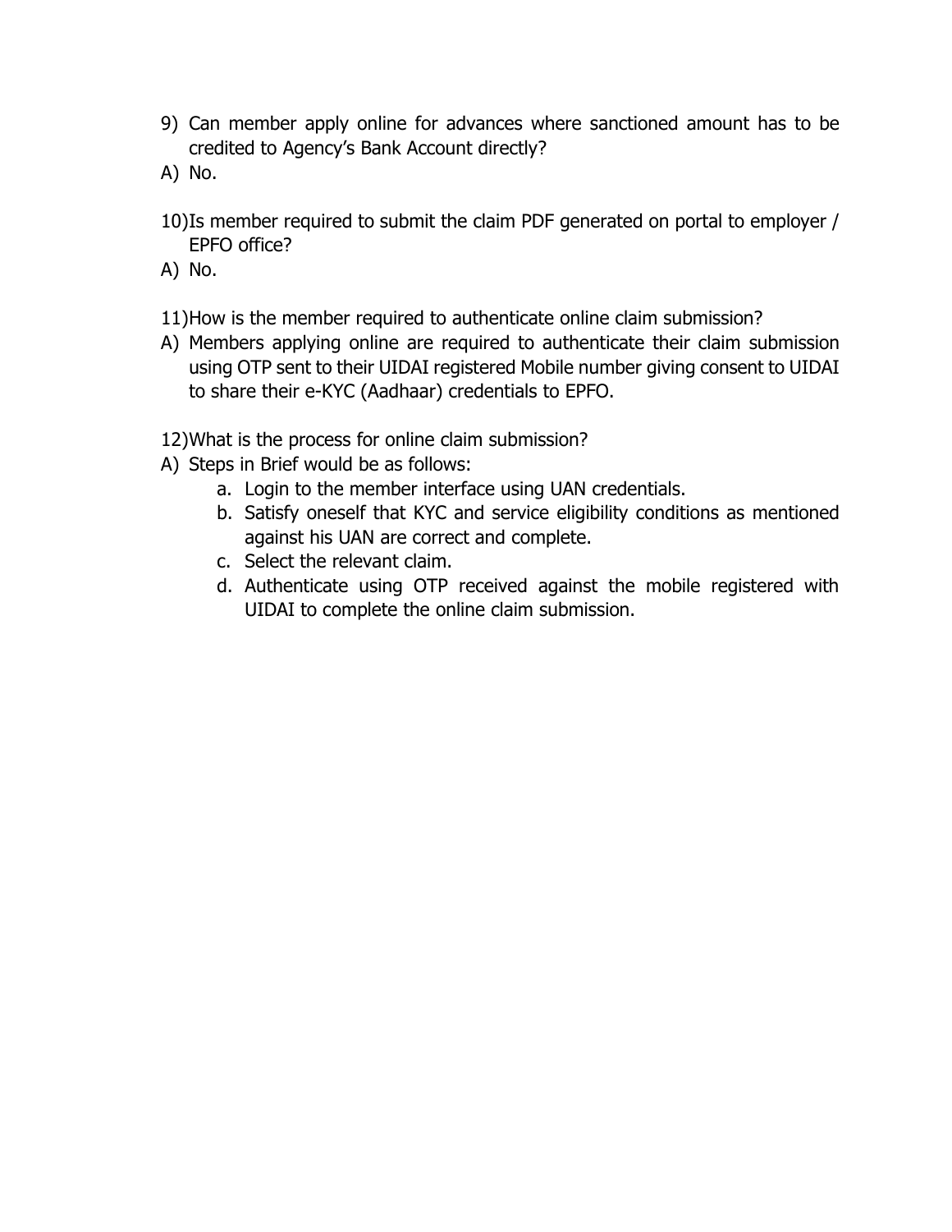9) Can member apply online for advances where sanctioned amount has to be credited to Agency's Bank Account directly?

A) No.

10) Is member required to submit the claim PDF generated on portal to employer / EPFO office?

A) No.

11) How is the member required to authenticate online claim submission?

A) Members applying online are required to authenticate their claim submission using OTP sent to their UIDAI registered Mobile number giving consent to UIDAI to share their e-KYC (Aadhaar) credentials to EPFO.

12) What is the process for online claim submission?

A) Steps in Brief would be as follows:

   a. Login to the member interface using UAN credentials.
   b. Satisfy oneself that KYC and service eligibility conditions as mentioned against his UAN are correct and complete.
   c. Select the relevant claim.
   d. Authenticate using OTP received against the mobile registered with UIDAI to complete the online claim submission.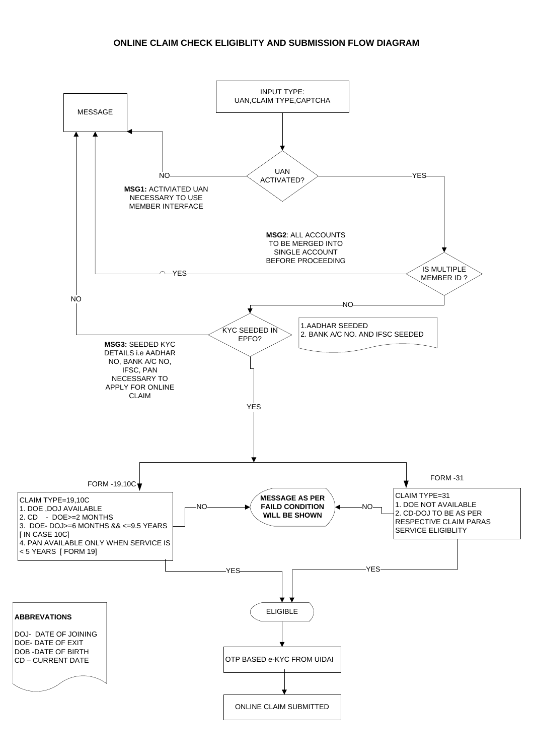# ONLINE CLAIM CHECK ELIGIBLITY AND SUBMISSION FLOW DIAGRAM

INPUT TYPE:
UAN,CLAIM TYPE,CAPTCHA

UAN ACTIVATED?

NO

YES

MESSAGE

**MSG1:** ACTIVIATED UAN NECESSARY TO USE MEMBER INTERFACE

**MSG2**: ALL ACCOUNTS TO BE MERGED INTO SINGLE ACCOUNT BEFORE PROCEEDING

IS MULTIPLE MEMBER ID ?

YES

NO

KYC SEEDED IN EPFO?

1.AADHAR SEEDED
2. BANK A/C NO. AND IFSC SEEDED

NO

**MSG3:** SEEDED KYC DETAILS i.e AADHAR NO, BANK A/C NO, IFSC, PAN NECESSARY TO APPLY FOR ONLINE CLAIM

YES

FORM -19,10C

FORM -31

CLAIM TYPE=19,10C
1. DOE ,DOJ AVAILABLE
2. CD - DOE>=2 MONTHS
3. DOE- DOJ>=6 MONTHS && <=9.5 YEARS [ IN CASE 10C]
4. PAN AVAILABLE ONLY WHEN SERVICE IS < 5 YEARS [ FORM 19]

NO

**MESSAGE AS PER FAILD CONDITION WILL BE SHOWN**

NO

CLAIM TYPE=31
1. DOE NOT AVAILABLE
2. CD-DOJ TO BE AS PER RESPECTIVE CLAIM PARAS SERVICE ELIGIBLITY

YES

YES

ELIGIBLE

OTP BASED e-KYC FROM UIDAI

ONLINE CLAIM SUBMITTED

**ABBREVATIONS**

DOJ- DATE OF JOINING
DOE- DATE OF EXIT
DOB -DATE OF BIRTH
CD – CURRENT DATE